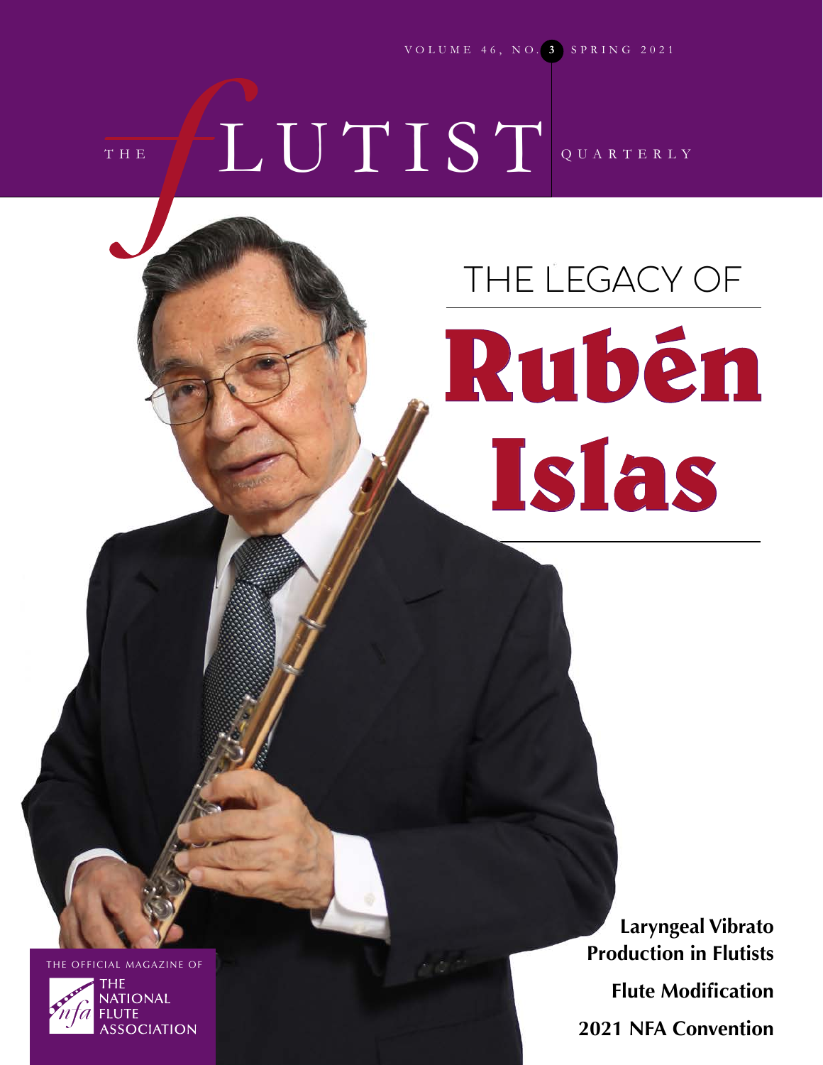VOLUME 46, NO. 3 SPRING 2021

# THE FLUTIST QUARTERLY

THE LEGACY OF

# Rubén Islas

**Laryngeal Vibrato Production in Flutists**

**Flute Modification**

**2021 NFA Convention**

THE OFFICIAL MAGAZINE OF THE NATIONAL FLUTE ASSOCIATION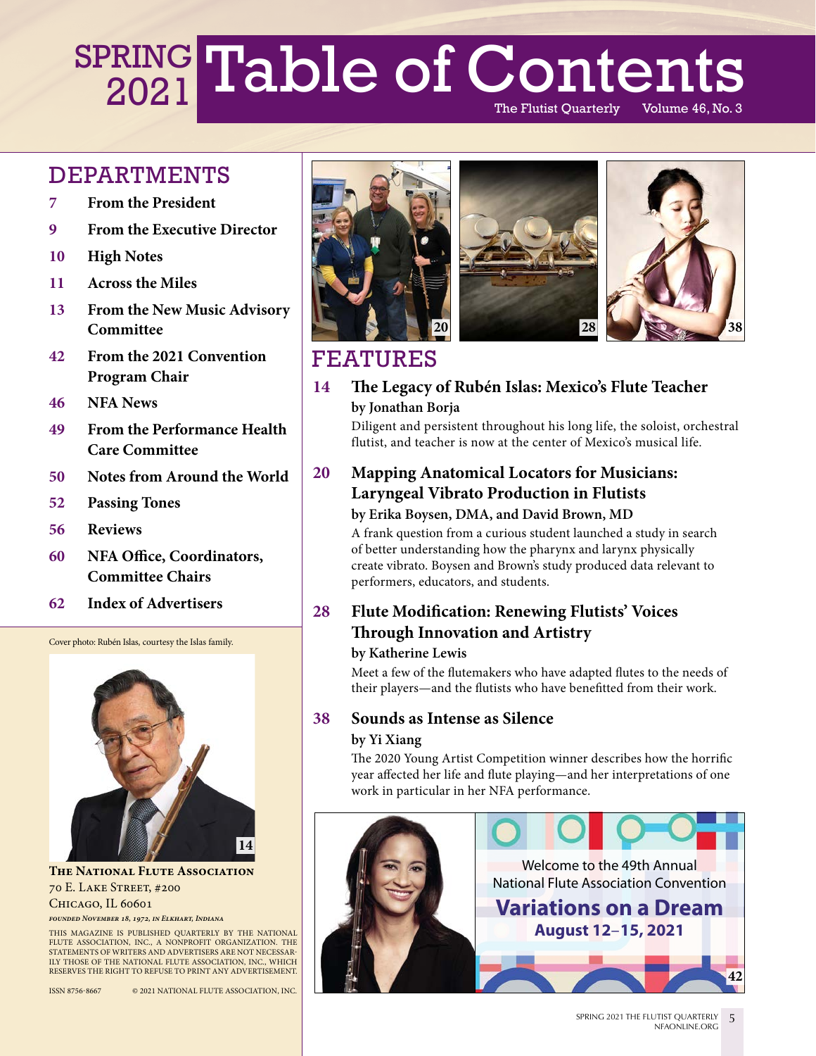# SPRING 2021 Table of Contents

The Flutist Quarterly Volume 46, No. 3

## DEPARTMENTS

- **7** From the President
- **9** From the Executive Director
- **10** High Notes
- **11** Across the Miles
- **13** From the New Music Advisory Committee
- **42** From the 2021 Convention Program Chair
- **46** NFA News
- **49** From the Performance Health Care Committee
- **50** Notes from Around the World
- **52** Passing Tones
- **56** Reviews
- **60** NFA Office, Coordinators, Committee Chairs
- **62** Index of Advertisers

Cover photo: Rubén Islas, courtesy the Islas family.

14

**The National Flute Association**
70 E. Lake Street, #200
Chicago, IL 60601

*Founded November 18, 1972, in Elkhart, Indiana*

THIS MAGAZINE IS PUBLISHED QUARTERLY BY THE NATIONAL FLUTE ASSOCIATION, INC., A NONPROFIT ORGANIZATION. THE STATEMENTS OF WRITERS AND ADVERTISERS ARE NOT NECESSARILY THOSE OF THE NATIONAL FLUTE ASSOCIATION, INC., WHICH RESERVES THE RIGHT TO REFUSE TO PRINT ANY ADVERTISEMENT.

ISSN 8756-8667 © 2021 NATIONAL FLUTE ASSOCIATION, INC.

20 28 38

## FEATURES

**14 The Legacy of Rubén Islas: Mexico's Flute Teacher**
**by Jonathan Borja**
Diligent and persistent throughout his long life, the soloist, orchestral flutist, and teacher is now at the center of Mexico's musical life.

**20 Mapping Anatomical Locators for Musicians: Laryngeal Vibrato Production in Flutists**
**by Erika Boysen, DMA, and David Brown, MD**
A frank question from a curious student launched a study in search of better understanding how the pharynx and larynx physically create vibrato. Boysen and Brown's study produced data relevant to performers, educators, and students.

**28 Flute Modification: Renewing Flutists' Voices Through Innovation and Artistry**
**by Katherine Lewis**
Meet a few of the flutemakers who have adapted flutes to the needs of their players—and the flutists who have benefitted from their work.

**38 Sounds as Intense as Silence**
**by Yi Xiang**
The 2020 Young Artist Competition winner describes how the horrific year affected her life and flute playing—and her interpretations of one work in particular in her NFA performance.

Welcome to the 49th Annual National Flute Association Convention
**Variations on a Dream**
**August 12–15, 2021**

42